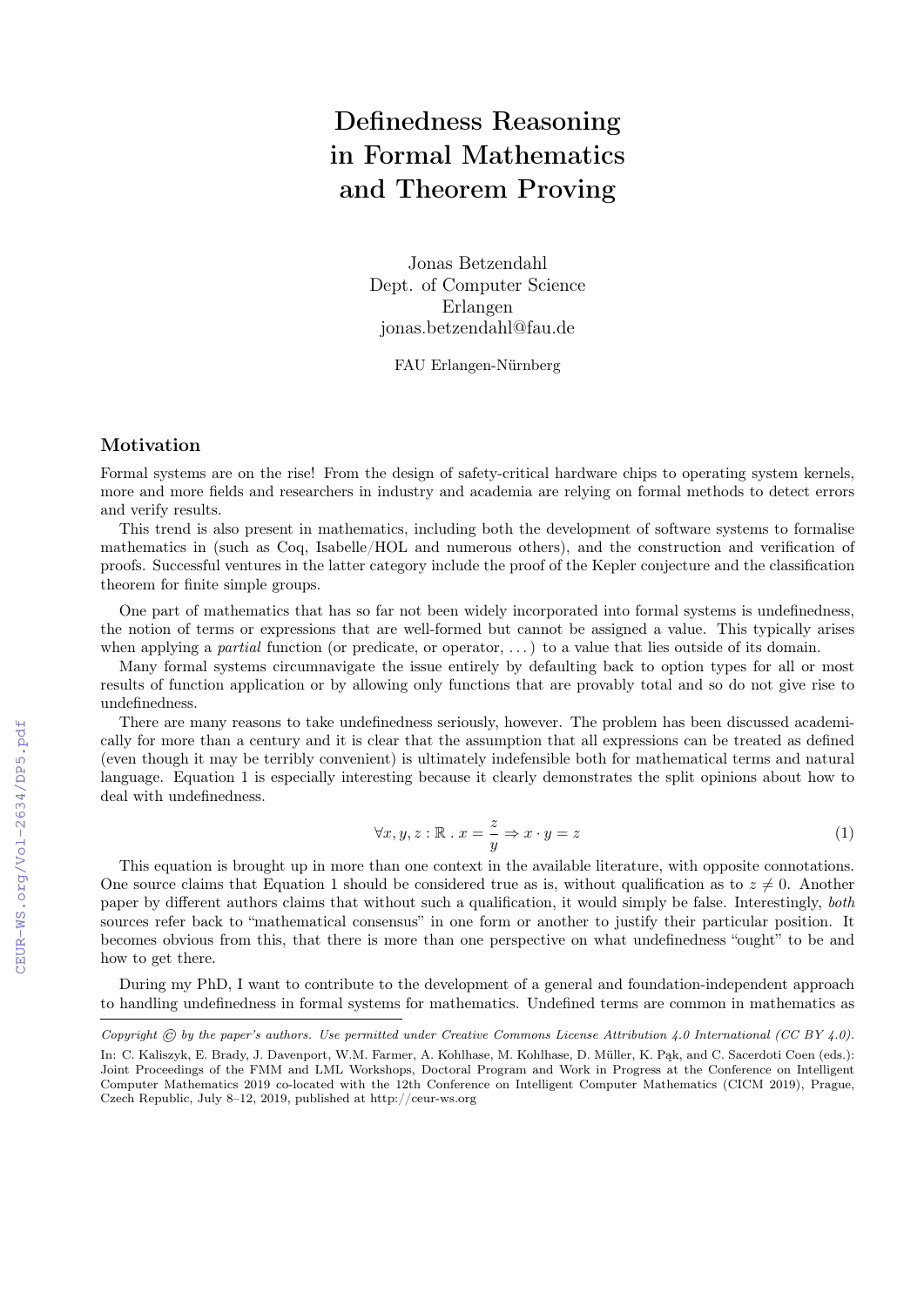# Definedness Reasoning in Formal Mathematics and Theorem Proving

Jonas Betzendahl
Dept. of Computer Science
Erlangen
jonas.betzendahl@fau.de

FAU Erlangen-Nürnberg

## Motivation

Formal systems are on the rise! From the design of safety-critical hardware chips to operating system kernels, more and more fields and researchers in industry and academia are relying on formal methods to detect errors and verify results.

This trend is also present in mathematics, including both the development of software systems to formalise mathematics in (such as Coq, Isabelle/HOL and numerous others), and the construction and verification of proofs. Successful ventures in the latter category include the proof of the Kepler conjecture and the classification theorem for finite simple groups.

One part of mathematics that has so far not been widely incorporated into formal systems is undefinedness, the notion of terms or expressions that are well-formed but cannot be assigned a value. This typically arises when applying a *partial* function (or predicate, or operator, ...) to a value that lies outside of its domain.

Many formal systems circumnavigate the issue entirely by defaulting back to option types for all or most results of function application or by allowing only functions that are provably total and so do not give rise to undefinedness.

There are many reasons to take undefinedness seriously, however. The problem has been discussed academically for more than a century and it is clear that the assumption that all expressions can be treated as defined (even though it may be terribly convenient) is ultimately indefensible both for mathematical terms and natural language. Equation 1 is especially interesting because it clearly demonstrates the split opinions about how to deal with undefinedness.

$$\forall x, y, z : \mathbb{R} \, . \, x = \frac{z}{y} \Rightarrow x \cdot y = z \tag{1}$$

This equation is brought up in more than one context in the available literature, with opposite connotations. One source claims that Equation 1 should be considered true as is, without qualification as to $z \neq 0$. Another paper by different authors claims that without such a qualification, it would simply be false. Interestingly, *both* sources refer back to "mathematical consensus" in one form or another to justify their particular position. It becomes obvious from this, that there is more than one perspective on what undefinedness "ought" to be and how to get there.

During my PhD, I want to contribute to the development of a general and foundation-independent approach to handling undefinedness in formal systems for mathematics. Undefined terms are common in mathematics as

*Copyright © by the paper's authors. Use permitted under Creative Commons License Attribution 4.0 International (CC BY 4.0).*

In: C. Kaliszyk, E. Brady, J. Davenport, W.M. Farmer, A. Kohlhase, M. Kohlhase, D. Müller, K. Pąk, and C. Sacerdoti Coen (eds.): Joint Proceedings of the FMM and LML Workshops, Doctoral Program and Work in Progress at the Conference on Intelligent Computer Mathematics 2019 co-located with the 12th Conference on Intelligent Computer Mathematics (CICM 2019), Prague, Czech Republic, July 8–12, 2019, published at http://ceur-ws.org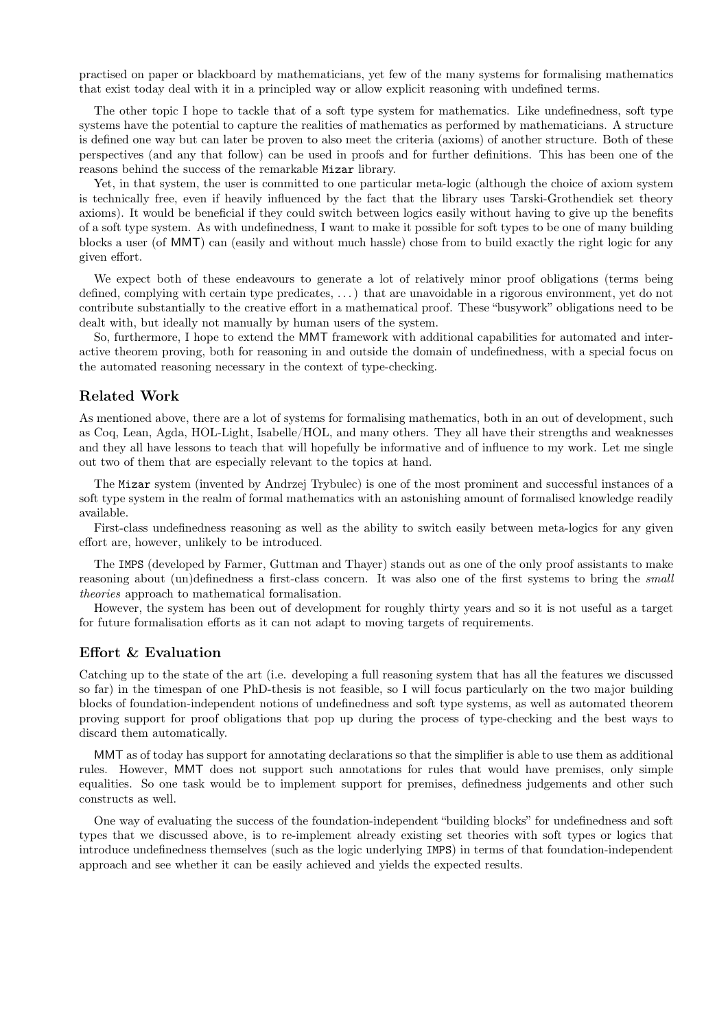practised on paper or blackboard by mathematicians, yet few of the many systems for formalising mathematics that exist today deal with it in a principled way or allow explicit reasoning with undefined terms.

The other topic I hope to tackle that of a soft type system for mathematics. Like undefinedness, soft type systems have the potential to capture the realities of mathematics as performed by mathematicians. A structure is defined one way but can later be proven to also meet the criteria (axioms) of another structure. Both of these perspectives (and any that follow) can be used in proofs and for further definitions. This has been one of the reasons behind the success of the remarkable `Mizar` library.

Yet, in that system, the user is committed to one particular meta-logic (although the choice of axiom system is technically free, even if heavily influenced by the fact that the library uses Tarski-Grothendiek set theory axioms). It would be beneficial if they could switch between logics easily without having to give up the benefits of a soft type system. As with undefinedness, I want to make it possible for soft types to be one of many building blocks a user (of MMT) can (easily and without much hassle) chose from to build exactly the right logic for any given effort.

We expect both of these endeavours to generate a lot of relatively minor proof obligations (terms being defined, complying with certain type predicates, ...) that are unavoidable in a rigorous environment, yet do not contribute substantially to the creative effort in a mathematical proof. These "busywork" obligations need to be dealt with, but ideally not manually by human users of the system.

So, furthermore, I hope to extend the MMT framework with additional capabilities for automated and interactive theorem proving, both for reasoning in and outside the domain of undefinedness, with a special focus on the automated reasoning necessary in the context of type-checking.

## Related Work

As mentioned above, there are a lot of systems for formalising mathematics, both in an out of development, such as Coq, Lean, Agda, HOL-Light, Isabelle/HOL, and many others. They all have their strengths and weaknesses and they all have lessons to teach that will hopefully be informative and of influence to my work. Let me single out two of them that are especially relevant to the topics at hand.

The `Mizar` system (invented by Andrzej Trybulec) is one of the most prominent and successful instances of a soft type system in the realm of formal mathematics with an astonishing amount of formalised knowledge readily available.

First-class undefinedness reasoning as well as the ability to switch easily between meta-logics for any given effort are, however, unlikely to be introduced.

The `IMPS` (developed by Farmer, Guttman and Thayer) stands out as one of the only proof assistants to make reasoning about (un)definedness a first-class concern. It was also one of the first systems to bring the *small theories* approach to mathematical formalisation.

However, the system has been out of development for roughly thirty years and so it is not useful as a target for future formalisation efforts as it can not adapt to moving targets of requirements.

## Effort & Evaluation

Catching up to the state of the art (i.e. developing a full reasoning system that has all the features we discussed so far) in the timespan of one PhD-thesis is not feasible, so I will focus particularly on the two major building blocks of foundation-independent notions of undefinedness and soft type systems, as well as automated theorem proving support for proof obligations that pop up during the process of type-checking and the best ways to discard them automatically.

MMT as of today has support for annotating declarations so that the simplifier is able to use them as additional rules. However, MMT does not support such annotations for rules that would have premises, only simple equalities. So one task would be to implement support for premises, definedness judgements and other such constructs as well.

One way of evaluating the success of the foundation-independent "building blocks" for undefinedness and soft types that we discussed above, is to re-implement already existing set theories with soft types or logics that introduce undefinedness themselves (such as the logic underlying `IMPS`) in terms of that foundation-independent approach and see whether it can be easily achieved and yields the expected results.